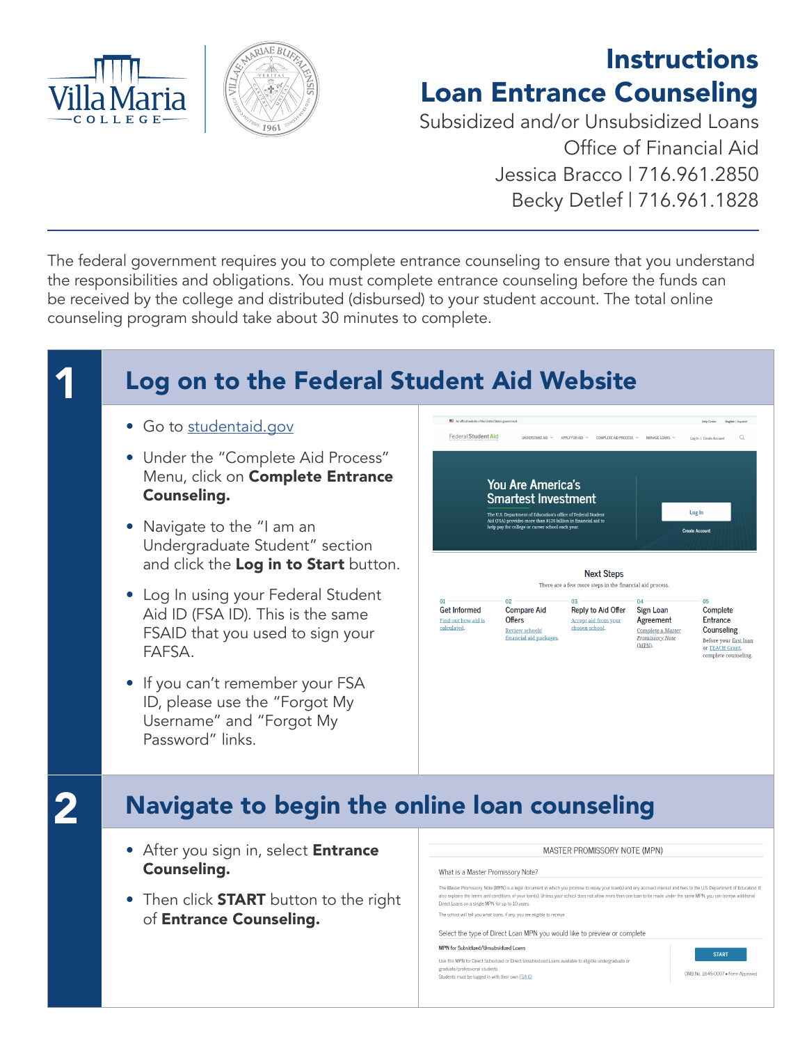# Instructions

# Loan Entrance Counseling

Subsidized and/or Unsubsidized Loans

Office of Financial Aid

Jessica Bracco | 716.961.2850

Becky Detlef | 716.961.1828

The federal government requires you to complete entrance counseling to ensure that you understand the responsibilities and obligations. You must complete entrance counseling before the funds can be received by the college and distributed (disbursed) to your student account. The total online counseling program should take about 30 minutes to complete.

## 1 Log on to the Federal Student Aid Website

- Go to studentaid.gov
- Under the "Complete Aid Process" Menu, click on **Complete Entrance Counseling.**
- Navigate to the "I am an Undergraduate Student" section and click the **Log in to Start** button.
- Log In using your Federal Student Aid ID (FSA ID). This is the same FSAID that you used to sign your FAFSA.
- If you can't remember your FSA ID, please use the "Forgot My Username" and "Forgot My Password" links.

## 2 Navigate to begin the online loan counseling

- After you sign in, select **Entrance Counseling.**
- Then click **START** button to the right of **Entrance Counseling.**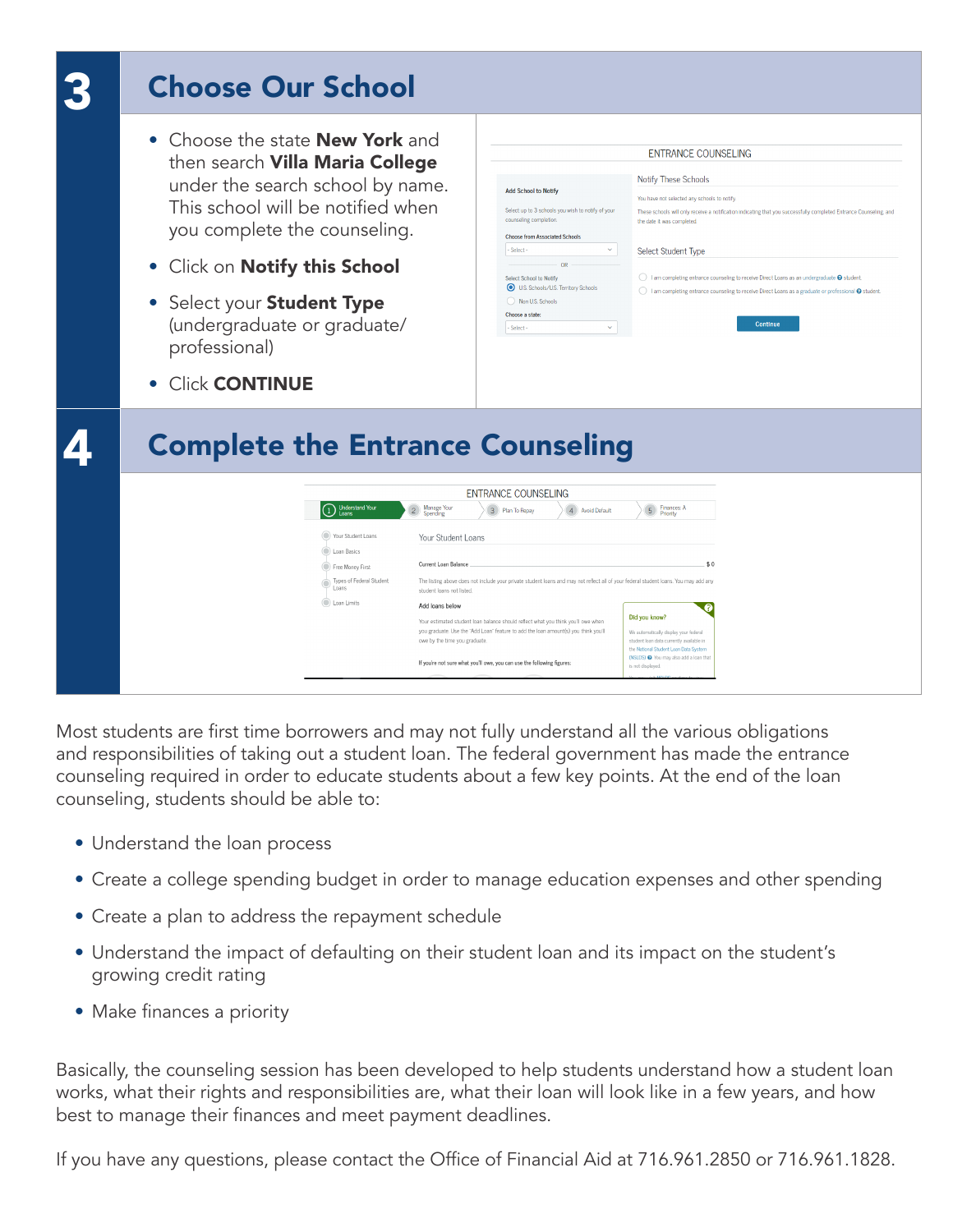## 3 Choose Our School

- Choose the state **New York** and then search **Villa Maria College** under the search school by name. This school will be notified when you complete the counseling.
- Click on **Notify this School**
- Select your **Student Type** (undergraduate or graduate/professional)
- Click **CONTINUE**

## 4 Complete the Entrance Counseling

Most students are first time borrowers and may not fully understand all the various obligations and responsibilities of taking out a student loan. The federal government has made the entrance counseling required in order to educate students about a few key points. At the end of the loan counseling, students should be able to:

- Understand the loan process
- Create a college spending budget in order to manage education expenses and other spending
- Create a plan to address the repayment schedule
- Understand the impact of defaulting on their student loan and its impact on the student's growing credit rating
- Make finances a priority

Basically, the counseling session has been developed to help students understand how a student loan works, what their rights and responsibilities are, what their loan will look like in a few years, and how best to manage their finances and meet payment deadlines.

If you have any questions, please contact the Office of Financial Aid at 716.961.2850 or 716.961.1828.